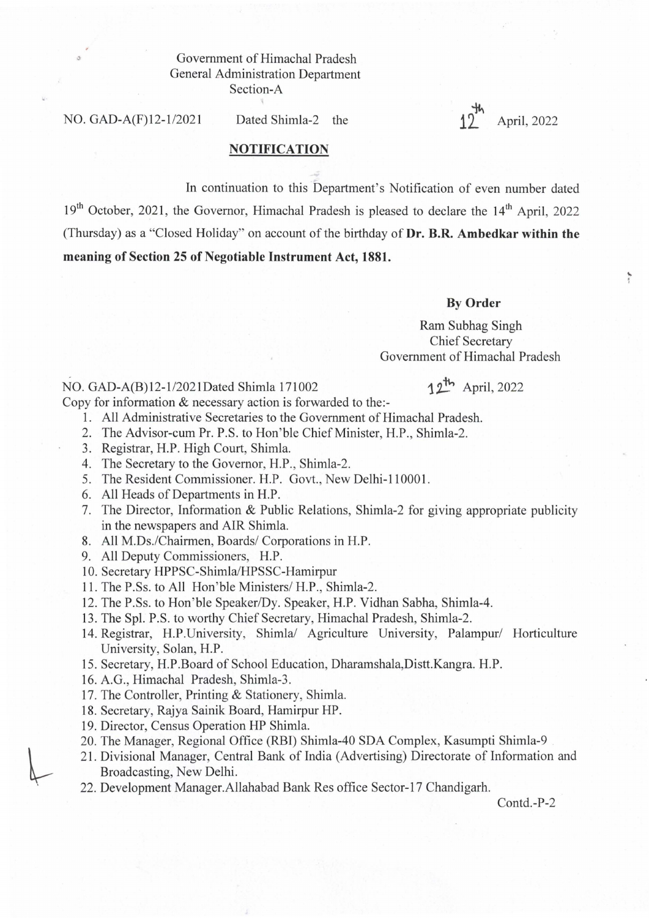Government of Himachal Pradesh
General Administration Department
Section-A

NO. GAD-A(F)12-1/2021 Dated Shimla-2 the 12th April, 2022

## NOTIFICATION

In continuation to this Department's Notification of even number dated 19th October, 2021, the Governor, Himachal Pradesh is pleased to declare the 14th April, 2022 (Thursday) as a "Closed Holiday" on account of the birthday of **Dr. B.R. Ambedkar within the meaning of Section 25 of Negotiable Instrument Act, 1881.**

**By Order**

Ram Subhag Singh
Chief Secretary
Government of Himachal Pradesh

NO. GAD-A(B)12-1/2021Dated Shimla 171002 12th April, 2022

Copy for information & necessary action is forwarded to the:-

1. All Administrative Secretaries to the Government of Himachal Pradesh.
2. The Advisor-cum Pr. P.S. to Hon'ble Chief Minister, H.P., Shimla-2.
3. Registrar, H.P. High Court, Shimla.
4. The Secretary to the Governor, H.P., Shimla-2.
5. The Resident Commissioner. H.P. Govt., New Delhi-110001.
6. All Heads of Departments in H.P.
7. The Director, Information & Public Relations, Shimla-2 for giving appropriate publicity in the newspapers and AIR Shimla.
8. All M.Ds./Chairmen, Boards/ Corporations in H.P.
9. All Deputy Commissioners, H.P.
10. Secretary HPPSC-Shimla/HPSSC-Hamirpur
11. The P.Ss. to All Hon'ble Ministers/ H.P., Shimla-2.
12. The P.Ss. to Hon'ble Speaker/Dy. Speaker, H.P. Vidhan Sabha, Shimla-4.
13. The Spl. P.S. to worthy Chief Secretary, Himachal Pradesh, Shimla-2.
14. Registrar, H.P.University, Shimla/ Agriculture University, Palampur/ Horticulture University, Solan, H.P.
15. Secretary, H.P.Board of School Education, Dharamshala,Distt.Kangra. H.P.
16. A.G., Himachal Pradesh, Shimla-3.
17. The Controller, Printing & Stationery, Shimla.
18. Secretary, Rajya Sainik Board, Hamirpur HP.
19. Director, Census Operation HP Shimla.
20. The Manager, Regional Office (RBI) Shimla-40 SDA Complex, Kasumpti Shimla-9
21. Divisional Manager, Central Bank of India (Advertising) Directorate of Information and Broadcasting, New Delhi.
22. Development Manager.Allahabad Bank Res office Sector-17 Chandigarh.

Contd.-P-2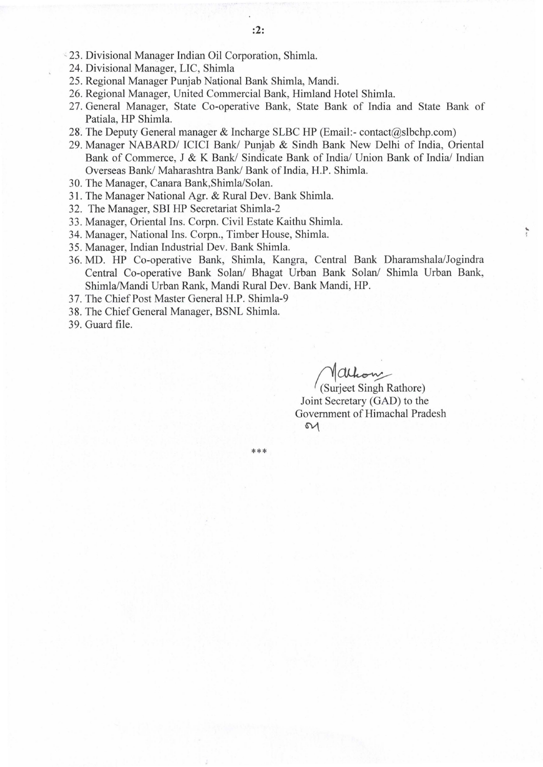23. Divisional Manager Indian Oil Corporation, Shimla.
24. Divisional Manager, LIC, Shimla
25. Regional Manager Punjab National Bank Shimla, Mandi.
26. Regional Manager, United Commercial Bank, Himland Hotel Shimla.
27. General Manager, State Co-operative Bank, State Bank of India and State Bank of Patiala, HP Shimla.
28. The Deputy General manager & Incharge SLBC HP (Email:- contact@slbchp.com)
29. Manager NABARD/ ICICI Bank/ Punjab & Sindh Bank New Delhi of India, Oriental Bank of Commerce, J & K Bank/ Sindicate Bank of India/ Union Bank of India/ Indian Overseas Bank/ Maharashtra Bank/ Bank of India, H.P. Shimla.
30. The Manager, Canara Bank,Shimla/Solan.
31. The Manager National Agr. & Rural Dev. Bank Shimla.
32. The Manager, SBI HP Secretariat Shimla-2
33. Manager, Oriental Ins. Corpn. Civil Estate Kaithu Shimla.
34. Manager, National Ins. Corpn., Timber House, Shimla.
35. Manager, Indian Industrial Dev. Bank Shimla.
36. MD. HP Co-operative Bank, Shimla, Kangra, Central Bank Dharamshala/Jogindra Central Co-operative Bank Solan/ Bhagat Urban Bank Solan/ Shimla Urban Bank, Shimla/Mandi Urban Rank, Mandi Rural Dev. Bank Mandi, HP.
37. The Chief Post Master General H.P. Shimla-9
38. The Chief General Manager, BSNL Shimla.
39. Guard file.

(Surjeet Singh Rathore)
Joint Secretary (GAD) to the
Government of Himachal Pradesh

***